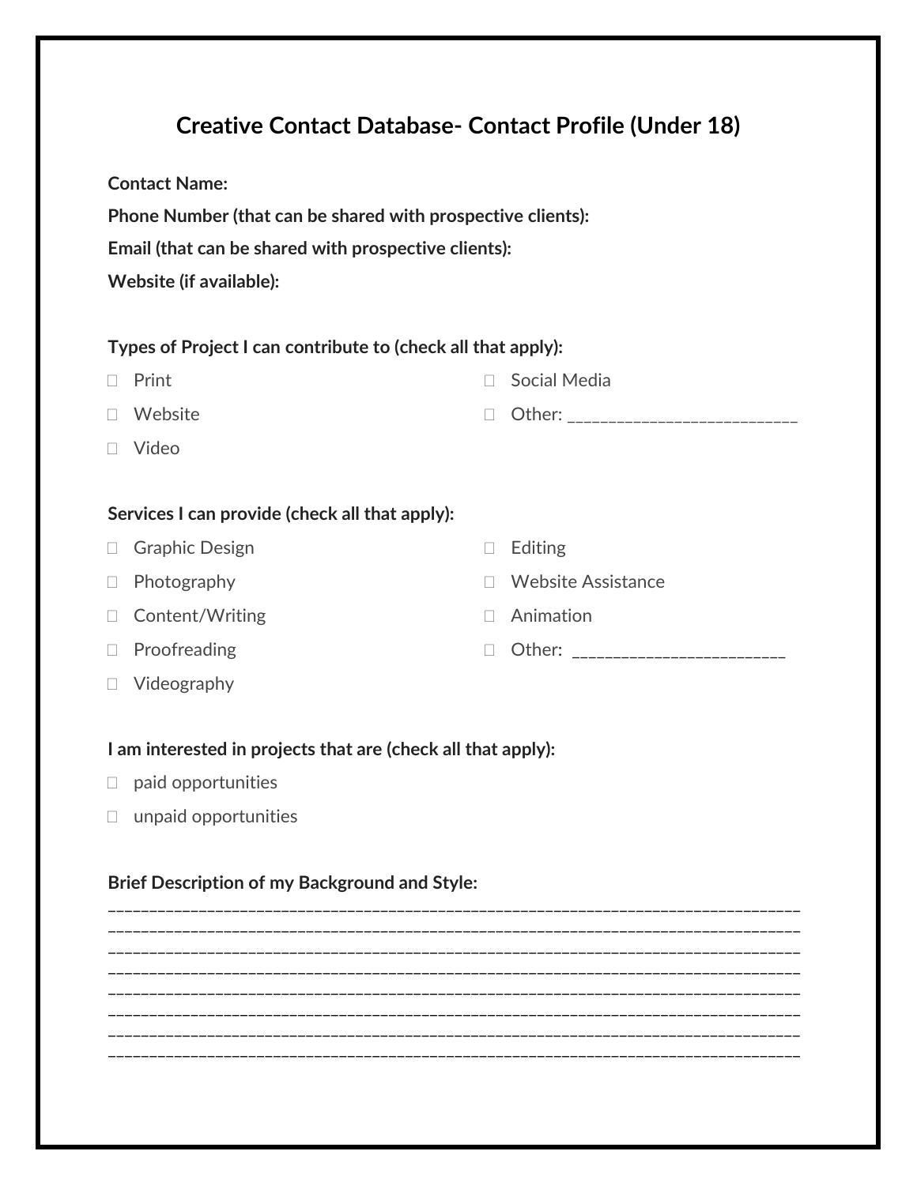# Creative Contact Database- Contact Profile (Under 18)

**Contact Name:**

**Phone Number (that can be shared with prospective clients):**

**Email (that can be shared with prospective clients):**

**Website (if available):**

**Types of Project I can contribute to (check all that apply):**

- ☐ Print
- ☐ Website
- ☐ Video
- ☐ Social Media
- ☐ Other: ___________________________

**Services I can provide (check all that apply):**

- ☐ Graphic Design
- ☐ Photography
- ☐ Content/Writing
- ☐ Proofreading
- ☐ Videography
- ☐ Editing
- ☐ Website Assistance
- ☐ Animation
- ☐ Other: _________________________

**I am interested in projects that are (check all that apply):**

- ☐ paid opportunities
- ☐ unpaid opportunities

**Brief Description of my Background and Style:**

________________________________________________________________________________
________________________________________________________________________________
________________________________________________________________________________
________________________________________________________________________________
________________________________________________________________________________
________________________________________________________________________________
________________________________________________________________________________
________________________________________________________________________________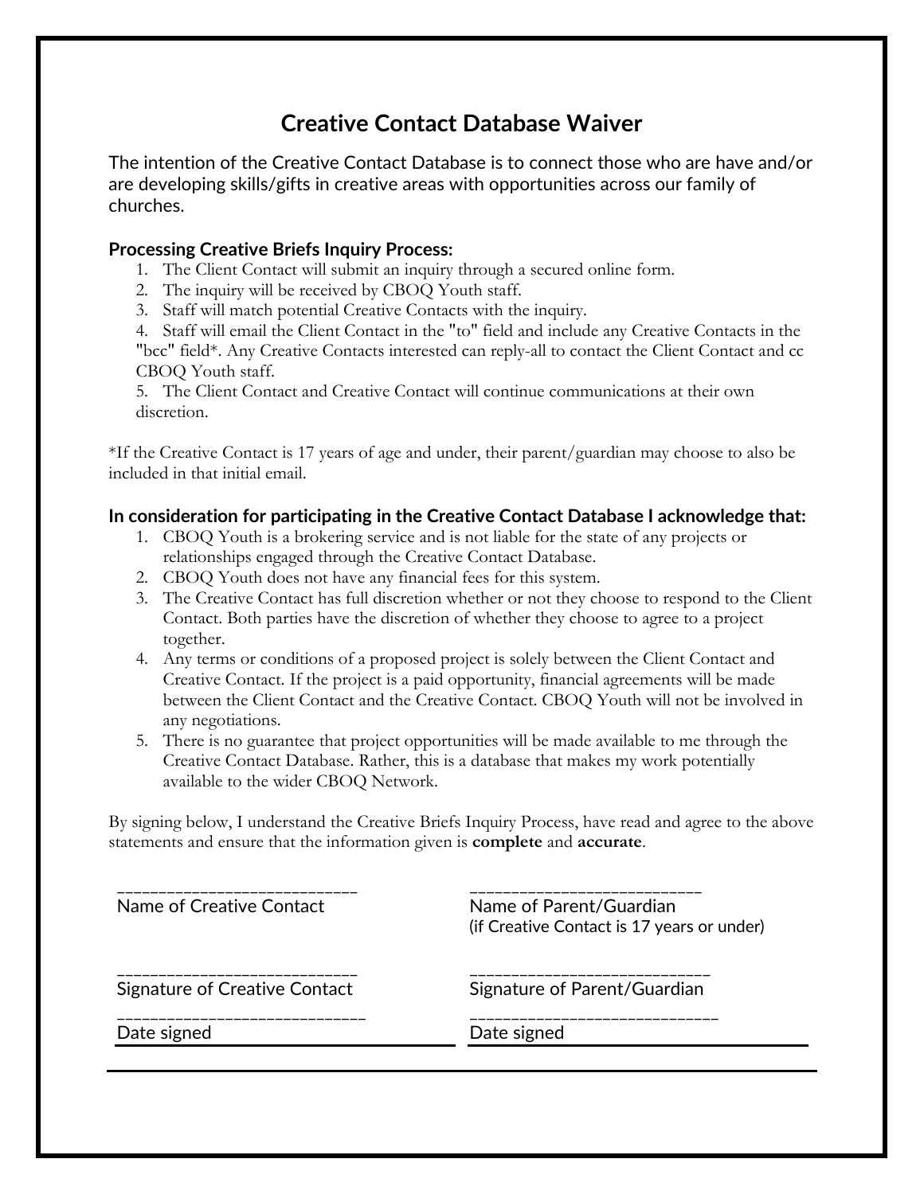# Creative Contact Database Waiver

The intention of the Creative Contact Database is to connect those who are have and/or are developing skills/gifts in creative areas with opportunities across our family of churches.

### Processing Creative Briefs Inquiry Process:

1. The Client Contact will submit an inquiry through a secured online form.
2. The inquiry will be received by CBOQ Youth staff.
3. Staff will match potential Creative Contacts with the inquiry.
4. Staff will email the Client Contact in the "to" field and include any Creative Contacts in the "bcc" field*. Any Creative Contacts interested can reply-all to contact the Client Contact and cc CBOQ Youth staff.
5. The Client Contact and Creative Contact will continue communications at their own discretion.

*If the Creative Contact is 17 years of age and under, their parent/guardian may choose to also be included in that initial email.

### In consideration for participating in the Creative Contact Database I acknowledge that:

1. CBOQ Youth is a brokering service and is not liable for the state of any projects or relationships engaged through the Creative Contact Database.
2. CBOQ Youth does not have any financial fees for this system.
3. The Creative Contact has full discretion whether or not they choose to respond to the Client Contact. Both parties have the discretion of whether they choose to agree to a project together.
4. Any terms or conditions of a proposed project is solely between the Client Contact and Creative Contact. If the project is a paid opportunity, financial agreements will be made between the Client Contact and the Creative Contact. CBOQ Youth will not be involved in any negotiations.
5. There is no guarantee that project opportunities will be made available to me through the Creative Contact Database. Rather, this is a database that makes my work potentially available to the wider CBOQ Network.

By signing below, I understand the Creative Briefs Inquiry Process, have read and agree to the above statements and ensure that the information given is **complete** and **accurate**.

____________________________
Name of Creative Contact

____________________________
Signature of Creative Contact

______________________________
Date signed

___________________________
Name of Parent/Guardian
(if Creative Contact is 17 years or under)

____________________________
Signature of Parent/Guardian

_____________________________
Date signed